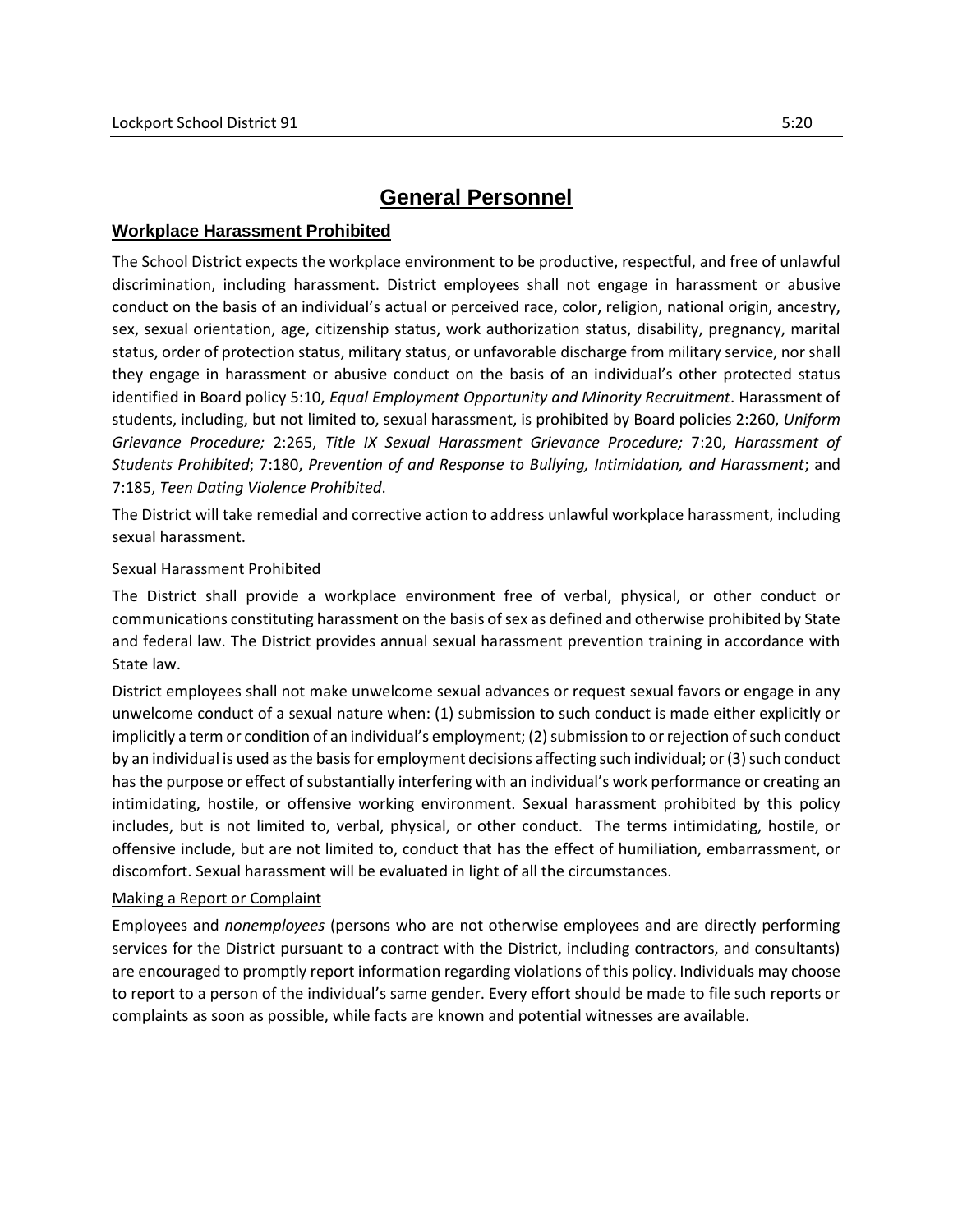# General Personnel

## Workplace Harassment Prohibited

The School District expects the workplace environment to be productive, respectful, and free of unlawful discrimination, including harassment. District employees shall not engage in harassment or abusive conduct on the basis of an individual's actual or perceived race, color, religion, national origin, ancestry, sex, sexual orientation, age, citizenship status, work authorization status, disability, pregnancy, marital status, order of protection status, military status, or unfavorable discharge from military service, nor shall they engage in harassment or abusive conduct on the basis of an individual's other protected status identified in Board policy 5:10, *Equal Employment Opportunity and Minority Recruitment*. Harassment of students, including, but not limited to, sexual harassment, is prohibited by Board policies 2:260, *Uniform Grievance Procedure;* 2:265, *Title IX Sexual Harassment Grievance Procedure;* 7:20, *Harassment of Students Prohibited*; 7:180, *Prevention of and Response to Bullying, Intimidation, and Harassment*; and 7:185, *Teen Dating Violence Prohibited*.

The District will take remedial and corrective action to address unlawful workplace harassment, including sexual harassment.

### Sexual Harassment Prohibited

The District shall provide a workplace environment free of verbal, physical, or other conduct or communications constituting harassment on the basis of sex as defined and otherwise prohibited by State and federal law. The District provides annual sexual harassment prevention training in accordance with State law.

District employees shall not make unwelcome sexual advances or request sexual favors or engage in any unwelcome conduct of a sexual nature when: (1) submission to such conduct is made either explicitly or implicitly a term or condition of an individual's employment; (2) submission to or rejection of such conduct by an individual is used as the basis for employment decisions affecting such individual; or (3) such conduct has the purpose or effect of substantially interfering with an individual's work performance or creating an intimidating, hostile, or offensive working environment. Sexual harassment prohibited by this policy includes, but is not limited to, verbal, physical, or other conduct. The terms intimidating, hostile, or offensive include, but are not limited to, conduct that has the effect of humiliation, embarrassment, or discomfort. Sexual harassment will be evaluated in light of all the circumstances.

### Making a Report or Complaint

Employees and *nonemployees* (persons who are not otherwise employees and are directly performing services for the District pursuant to a contract with the District, including contractors, and consultants) are encouraged to promptly report information regarding violations of this policy. Individuals may choose to report to a person of the individual's same gender. Every effort should be made to file such reports or complaints as soon as possible, while facts are known and potential witnesses are available.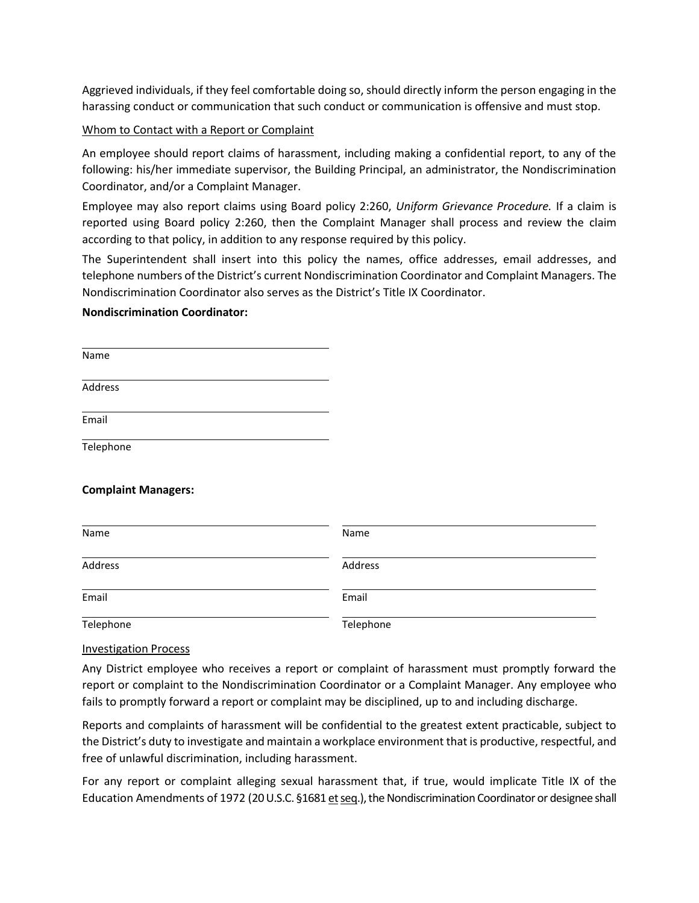Aggrieved individuals, if they feel comfortable doing so, should directly inform the person engaging in the harassing conduct or communication that such conduct or communication is offensive and must stop.

<u>Whom to Contact with a Report or Complaint</u>

An employee should report claims of harassment, including making a confidential report, to any of the following: his/her immediate supervisor, the Building Principal, an administrator, the Nondiscrimination Coordinator, and/or a Complaint Manager.

Employee may also report claims using Board policy 2:260, *Uniform Grievance Procedure.* If a claim is reported using Board policy 2:260, then the Complaint Manager shall process and review the claim according to that policy, in addition to any response required by this policy.

The Superintendent shall insert into this policy the names, office addresses, email addresses, and telephone numbers of the District's current Nondiscrimination Coordinator and Complaint Managers. The Nondiscrimination Coordinator also serves as the District's Title IX Coordinator.

**Nondiscrimination Coordinator:**

Name

Address

Email

Telephone

**Complaint Managers:**

| | |
|---|---|
| Name | Name |
| Address | Address |
| Email | Email |
| Telephone | Telephone |

<u>Investigation Process</u>

Any District employee who receives a report or complaint of harassment must promptly forward the report or complaint to the Nondiscrimination Coordinator or a Complaint Manager. Any employee who fails to promptly forward a report or complaint may be disciplined, up to and including discharge.

Reports and complaints of harassment will be confidential to the greatest extent practicable, subject to the District's duty to investigate and maintain a workplace environment that is productive, respectful, and free of unlawful discrimination, including harassment.

For any report or complaint alleging sexual harassment that, if true, would implicate Title IX of the Education Amendments of 1972 (20 U.S.C. §1681 <u>et seq</u>.), the Nondiscrimination Coordinator or designee shall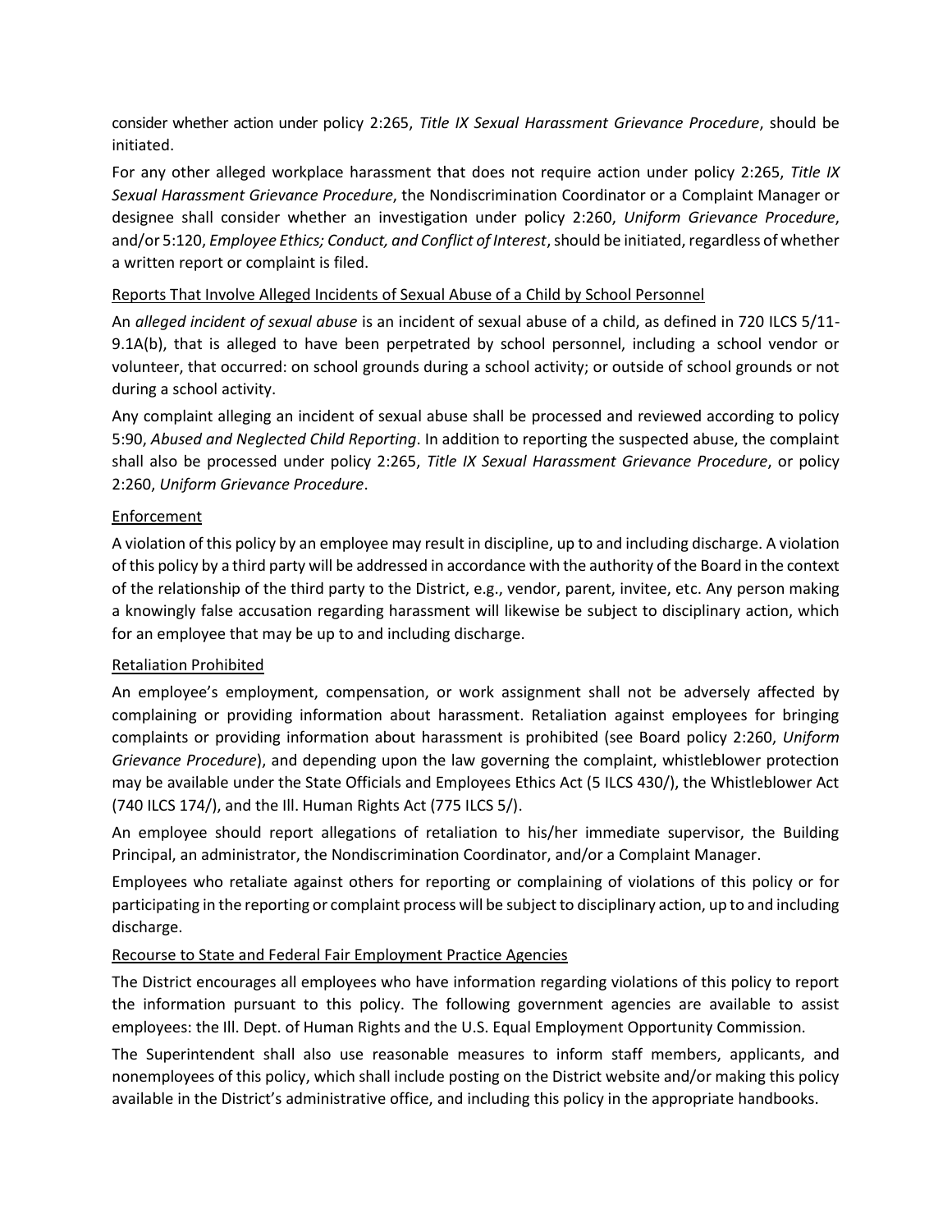consider whether action under policy 2:265, *Title IX Sexual Harassment Grievance Procedure*, should be initiated.

For any other alleged workplace harassment that does not require action under policy 2:265, *Title IX Sexual Harassment Grievance Procedure*, the Nondiscrimination Coordinator or a Complaint Manager or designee shall consider whether an investigation under policy 2:260, *Uniform Grievance Procedure*, and/or 5:120, *Employee Ethics; Conduct, and Conflict of Interest*, should be initiated, regardless of whether a written report or complaint is filed.

<u>Reports That Involve Alleged Incidents of Sexual Abuse of a Child by School Personnel</u>

An *alleged incident of sexual abuse* is an incident of sexual abuse of a child, as defined in 720 ILCS 5/11-9.1A(b), that is alleged to have been perpetrated by school personnel, including a school vendor or volunteer, that occurred: on school grounds during a school activity; or outside of school grounds or not during a school activity.

Any complaint alleging an incident of sexual abuse shall be processed and reviewed according to policy 5:90, *Abused and Neglected Child Reporting*. In addition to reporting the suspected abuse, the complaint shall also be processed under policy 2:265, *Title IX Sexual Harassment Grievance Procedure*, or policy 2:260, *Uniform Grievance Procedure*.

<u>Enforcement</u>

A violation of this policy by an employee may result in discipline, up to and including discharge. A violation of this policy by a third party will be addressed in accordance with the authority of the Board in the context of the relationship of the third party to the District, e.g., vendor, parent, invitee, etc. Any person making a knowingly false accusation regarding harassment will likewise be subject to disciplinary action, which for an employee that may be up to and including discharge.

<u>Retaliation Prohibited</u>

An employee's employment, compensation, or work assignment shall not be adversely affected by complaining or providing information about harassment. Retaliation against employees for bringing complaints or providing information about harassment is prohibited (see Board policy 2:260, *Uniform Grievance Procedure*), and depending upon the law governing the complaint, whistleblower protection may be available under the State Officials and Employees Ethics Act (5 ILCS 430/), the Whistleblower Act (740 ILCS 174/), and the Ill. Human Rights Act (775 ILCS 5/).

An employee should report allegations of retaliation to his/her immediate supervisor, the Building Principal, an administrator, the Nondiscrimination Coordinator, and/or a Complaint Manager.

Employees who retaliate against others for reporting or complaining of violations of this policy or for participating in the reporting or complaint process will be subject to disciplinary action, up to and including discharge.

<u>Recourse to State and Federal Fair Employment Practice Agencies</u>

The District encourages all employees who have information regarding violations of this policy to report the information pursuant to this policy. The following government agencies are available to assist employees: the Ill. Dept. of Human Rights and the U.S. Equal Employment Opportunity Commission.

The Superintendent shall also use reasonable measures to inform staff members, applicants, and nonemployees of this policy, which shall include posting on the District website and/or making this policy available in the District's administrative office, and including this policy in the appropriate handbooks.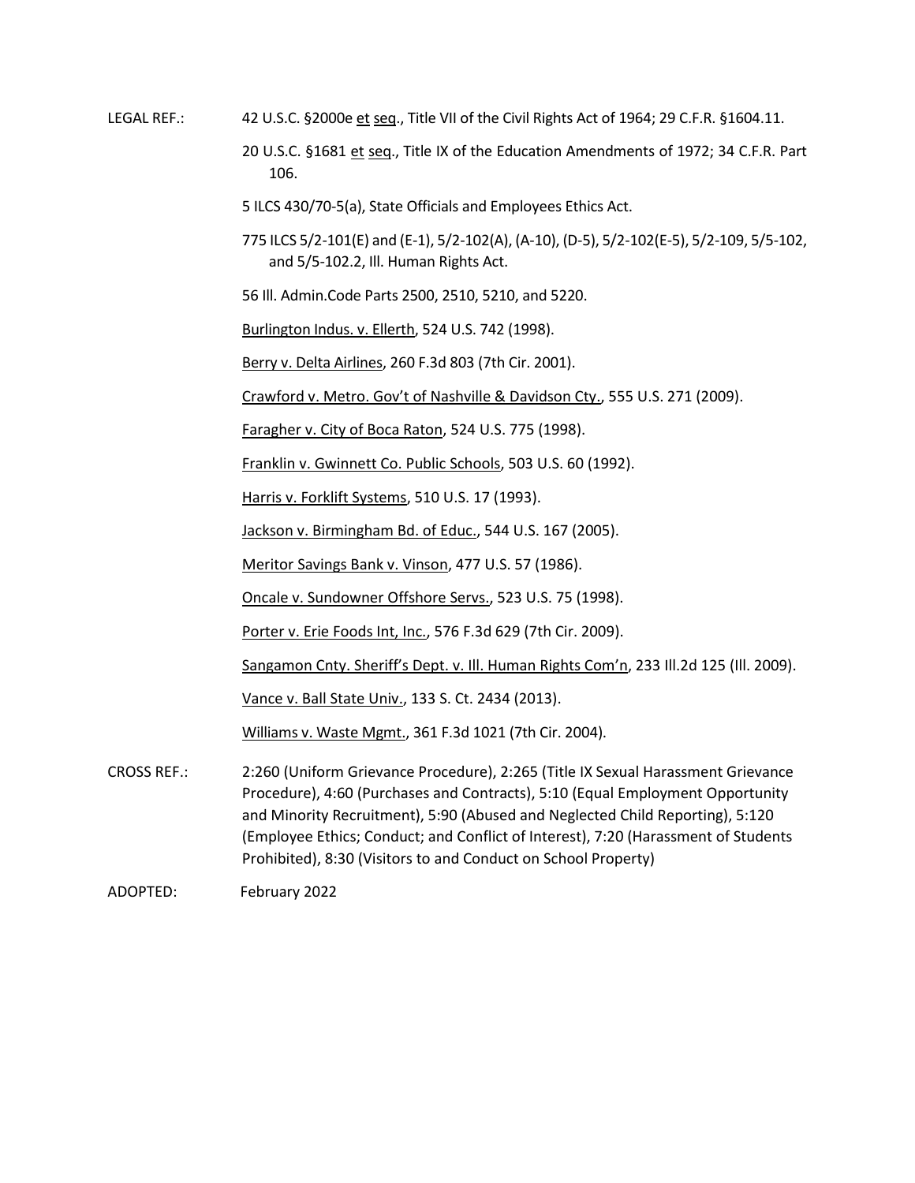LEGAL REF.: 42 U.S.C. §2000e et seq., Title VII of the Civil Rights Act of 1964; 29 C.F.R. §1604.11.

20 U.S.C. §1681 et seq., Title IX of the Education Amendments of 1972; 34 C.F.R. Part 106.

5 ILCS 430/70-5(a), State Officials and Employees Ethics Act.

775 ILCS 5/2-101(E) and (E-1), 5/2-102(A), (A-10), (D-5), 5/2-102(E-5), 5/2-109, 5/5-102, and 5/5-102.2, Ill. Human Rights Act.

56 Ill. Admin.Code Parts 2500, 2510, 5210, and 5220.

Burlington Indus. v. Ellerth, 524 U.S. 742 (1998).

Berry v. Delta Airlines, 260 F.3d 803 (7th Cir. 2001).

Crawford v. Metro. Gov't of Nashville & Davidson Cty., 555 U.S. 271 (2009).

Faragher v. City of Boca Raton, 524 U.S. 775 (1998).

Franklin v. Gwinnett Co. Public Schools, 503 U.S. 60 (1992).

Harris v. Forklift Systems, 510 U.S. 17 (1993).

Jackson v. Birmingham Bd. of Educ., 544 U.S. 167 (2005).

Meritor Savings Bank v. Vinson, 477 U.S. 57 (1986).

Oncale v. Sundowner Offshore Servs., 523 U.S. 75 (1998).

Porter v. Erie Foods Int, Inc., 576 F.3d 629 (7th Cir. 2009).

Sangamon Cnty. Sheriff's Dept. v. Ill. Human Rights Com'n, 233 Ill.2d 125 (Ill. 2009).

Vance v. Ball State Univ., 133 S. Ct. 2434 (2013).

Williams v. Waste Mgmt., 361 F.3d 1021 (7th Cir. 2004).

CROSS REF.: 2:260 (Uniform Grievance Procedure), 2:265 (Title IX Sexual Harassment Grievance Procedure), 4:60 (Purchases and Contracts), 5:10 (Equal Employment Opportunity and Minority Recruitment), 5:90 (Abused and Neglected Child Reporting), 5:120 (Employee Ethics; Conduct; and Conflict of Interest), 7:20 (Harassment of Students Prohibited), 8:30 (Visitors to and Conduct on School Property)

ADOPTED: February 2022